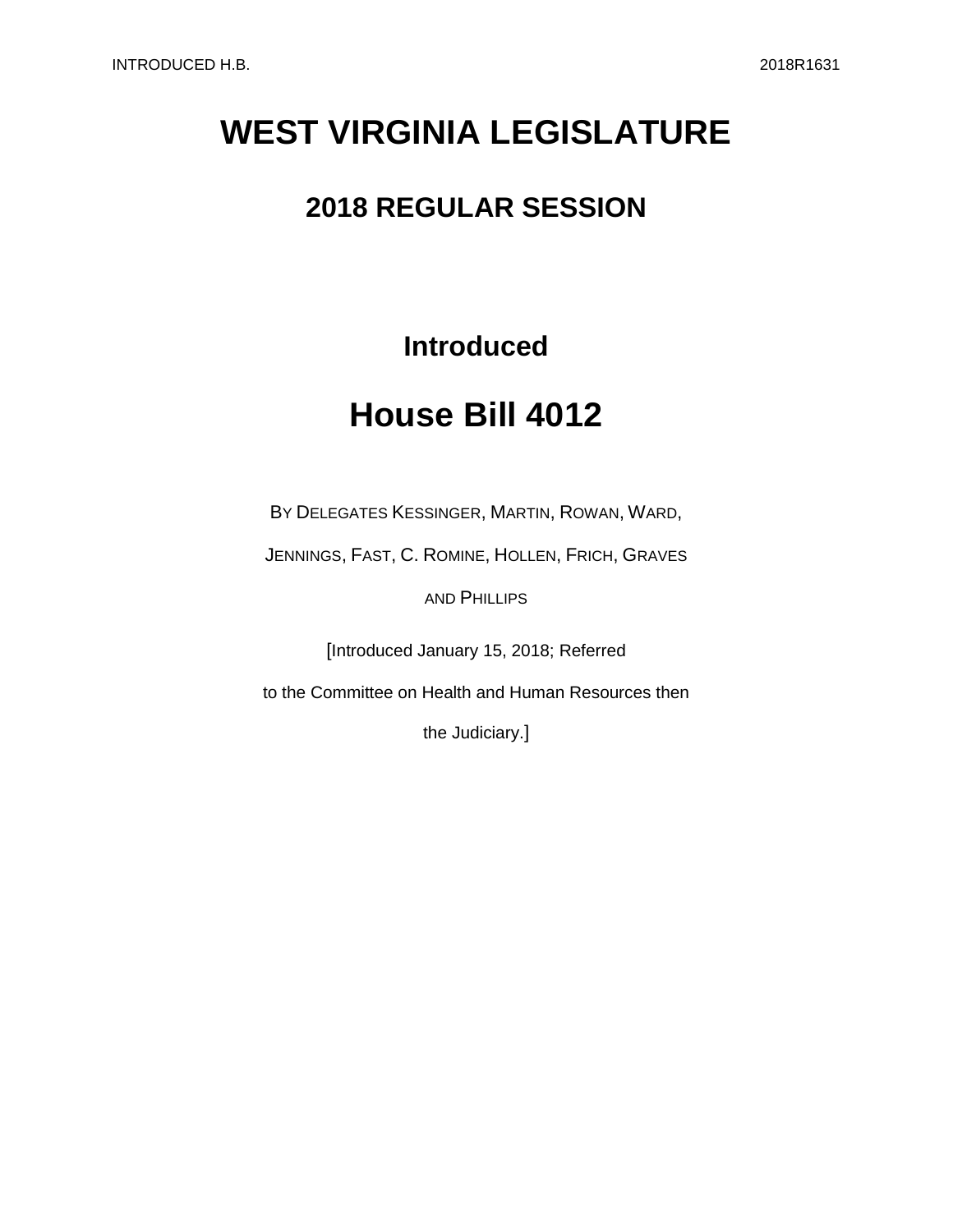# WEST VIRGINIA LEGISLATURE

## 2018 REGULAR SESSION

### Introduced

# House Bill 4012

BY DELEGATES KESSINGER, MARTIN, ROWAN, WARD, JENNINGS, FAST, C. ROMINE, HOLLEN, FRICH, GRAVES AND PHILLIPS

[Introduced January 15, 2018; Referred to the Committee on Health and Human Resources then the Judiciary.]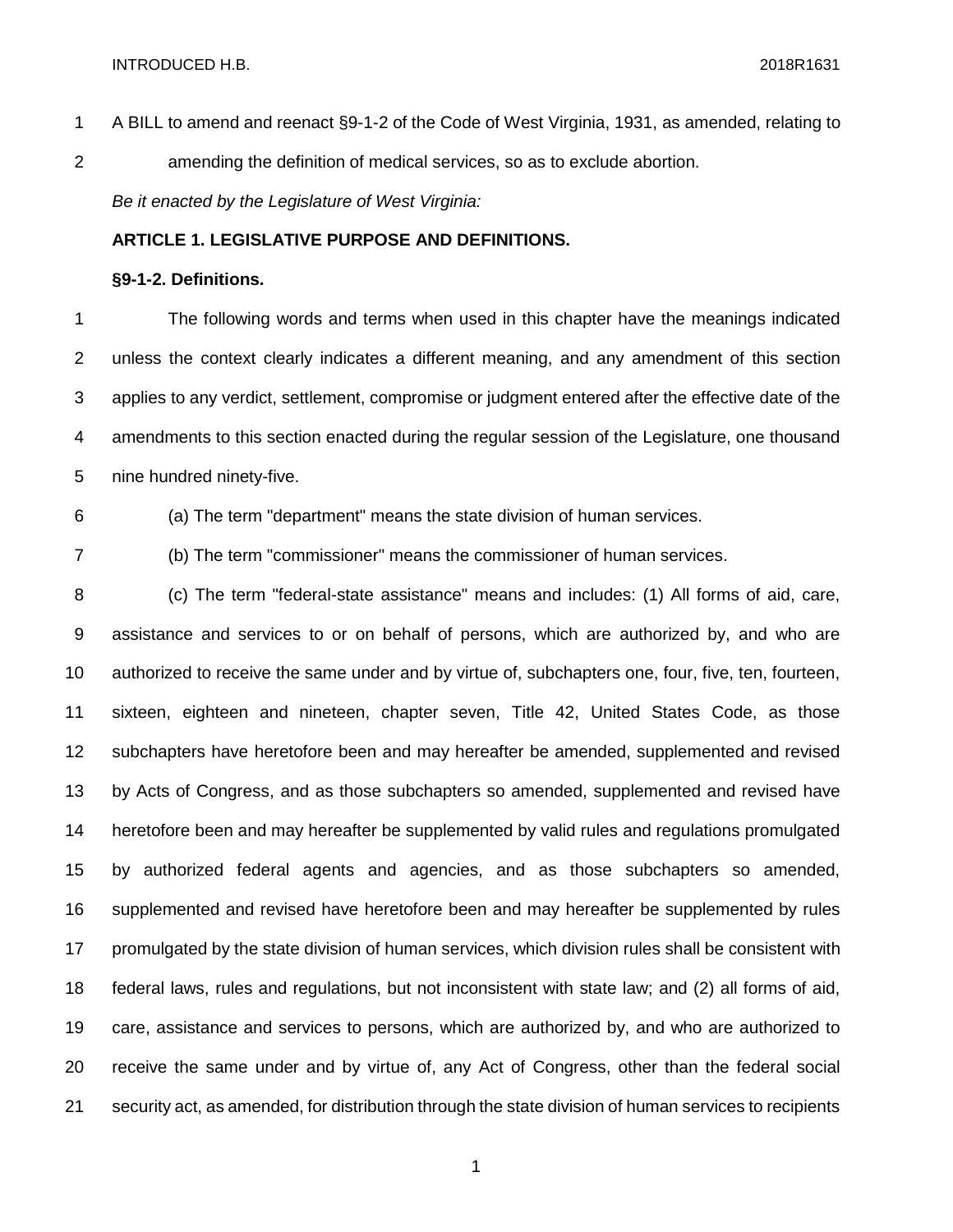A BILL to amend and reenact §9-1-2 of the Code of West Virginia, 1931, as amended, relating to amending the definition of medical services, so as to exclude abortion.

*Be it enacted by the Legislature of West Virginia:*

**ARTICLE 1. LEGISLATIVE PURPOSE AND DEFINITIONS.**

**§9-1-2. Definitions.**

The following words and terms when used in this chapter have the meanings indicated unless the context clearly indicates a different meaning, and any amendment of this section applies to any verdict, settlement, compromise or judgment entered after the effective date of the amendments to this section enacted during the regular session of the Legislature, one thousand nine hundred ninety-five.

(a) The term "department" means the state division of human services.

(b) The term "commissioner" means the commissioner of human services.

(c) The term "federal-state assistance" means and includes: (1) All forms of aid, care, assistance and services to or on behalf of persons, which are authorized by, and who are authorized to receive the same under and by virtue of, subchapters one, four, five, ten, fourteen, sixteen, eighteen and nineteen, chapter seven, Title 42, United States Code, as those subchapters have heretofore been and may hereafter be amended, supplemented and revised by Acts of Congress, and as those subchapters so amended, supplemented and revised have heretofore been and may hereafter be supplemented by valid rules and regulations promulgated by authorized federal agents and agencies, and as those subchapters so amended, supplemented and revised have heretofore been and may hereafter be supplemented by rules promulgated by the state division of human services, which division rules shall be consistent with federal laws, rules and regulations, but not inconsistent with state law; and (2) all forms of aid, care, assistance and services to persons, which are authorized by, and who are authorized to receive the same under and by virtue of, any Act of Congress, other than the federal social security act, as amended, for distribution through the state division of human services to recipients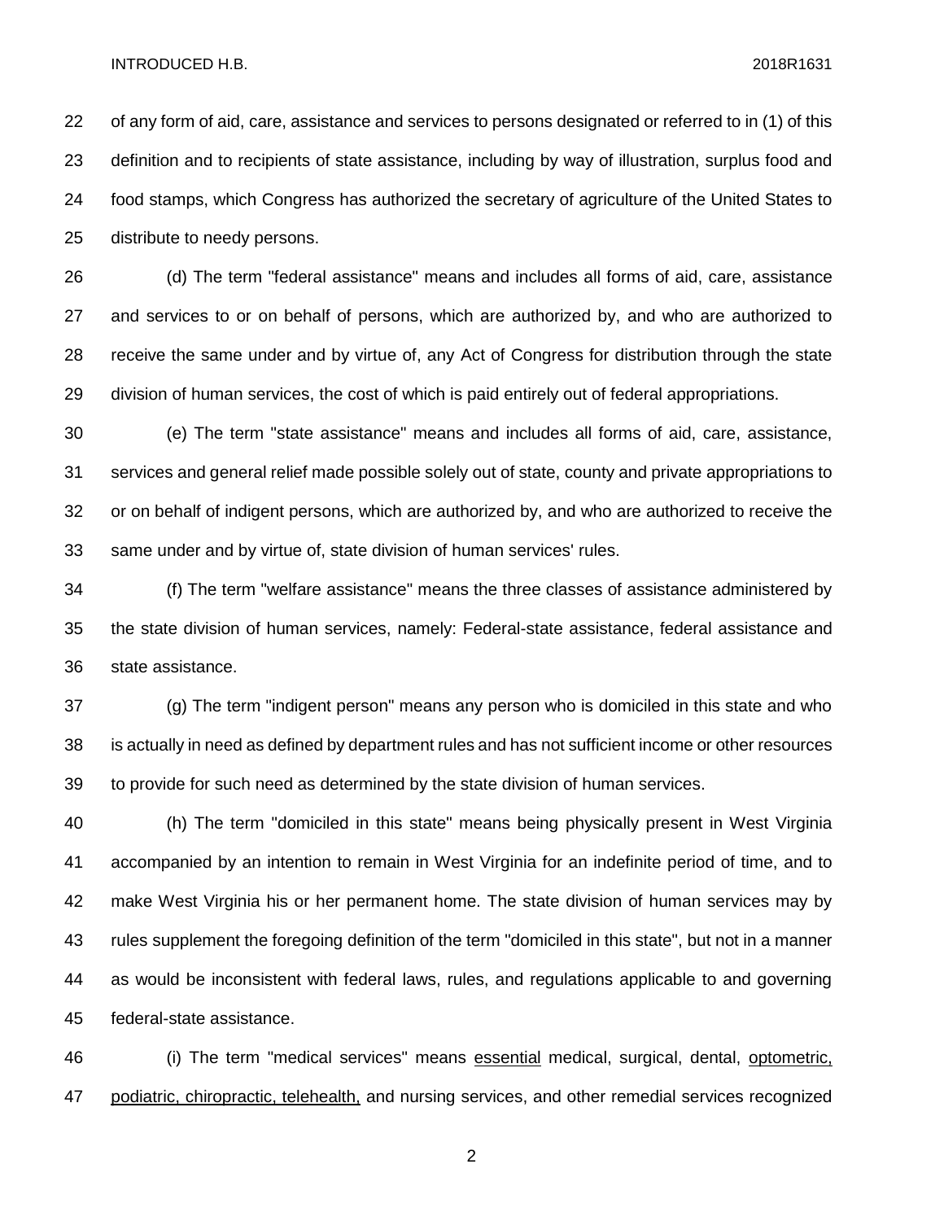of any form of aid, care, assistance and services to persons designated or referred to in (1) of this definition and to recipients of state assistance, including by way of illustration, surplus food and food stamps, which Congress has authorized the secretary of agriculture of the United States to distribute to needy persons.

(d) The term "federal assistance" means and includes all forms of aid, care, assistance and services to or on behalf of persons, which are authorized by, and who are authorized to receive the same under and by virtue of, any Act of Congress for distribution through the state division of human services, the cost of which is paid entirely out of federal appropriations.

(e) The term "state assistance" means and includes all forms of aid, care, assistance, services and general relief made possible solely out of state, county and private appropriations to or on behalf of indigent persons, which are authorized by, and who are authorized to receive the same under and by virtue of, state division of human services' rules.

(f) The term "welfare assistance" means the three classes of assistance administered by the state division of human services, namely: Federal-state assistance, federal assistance and state assistance.

(g) The term "indigent person" means any person who is domiciled in this state and who is actually in need as defined by department rules and has not sufficient income or other resources to provide for such need as determined by the state division of human services.

(h) The term "domiciled in this state" means being physically present in West Virginia accompanied by an intention to remain in West Virginia for an indefinite period of time, and to make West Virginia his or her permanent home. The state division of human services may by rules supplement the foregoing definition of the term "domiciled in this state", but not in a manner as would be inconsistent with federal laws, rules, and regulations applicable to and governing federal-state assistance.

(i) The term "medical services" means <u>essential</u> medical, surgical, dental, <u>optometric, podiatric, chiropractic, telehealth,</u> and nursing services, and other remedial services recognized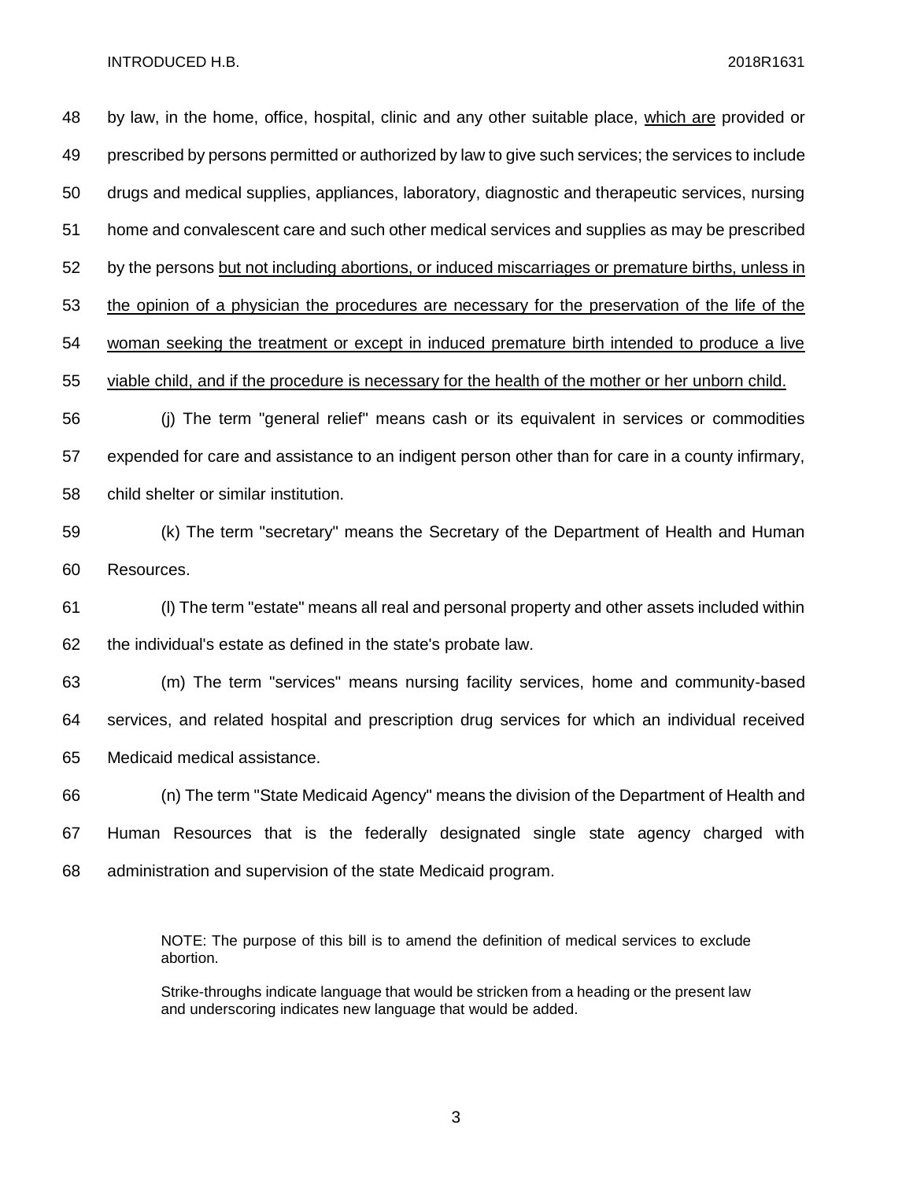48 by law, in the home, office, hospital, clinic and any other suitable place, <u>which are</u> provided or
49 prescribed by persons permitted or authorized by law to give such services; the services to include
50 drugs and medical supplies, appliances, laboratory, diagnostic and therapeutic services, nursing
51 home and convalescent care and such other medical services and supplies as may be prescribed
52 by the persons <u>but not including abortions, or induced miscarriages or premature births, unless in</u>
53 <u>the opinion of a physician the procedures are necessary for the preservation of the life of the</u>
54 <u>woman seeking the treatment or except in induced premature birth intended to produce a live</u>
55 <u>viable child, and if the procedure is necessary for the health of the mother or her unborn child.</u>

56 (j) The term "general relief" means cash or its equivalent in services or commodities
57 expended for care and assistance to an indigent person other than for care in a county infirmary,
58 child shelter or similar institution.

59 (k) The term "secretary" means the Secretary of the Department of Health and Human
60 Resources.

61 (l) The term "estate" means all real and personal property and other assets included within
62 the individual's estate as defined in the state's probate law.

63 (m) The term "services" means nursing facility services, home and community-based
64 services, and related hospital and prescription drug services for which an individual received
65 Medicaid medical assistance.

66 (n) The term "State Medicaid Agency" means the division of the Department of Health and
67 Human Resources that is the federally designated single state agency charged with
68 administration and supervision of the state Medicaid program.

NOTE: The purpose of this bill is to amend the definition of medical services to exclude abortion.

Strike-throughs indicate language that would be stricken from a heading or the present law and underscoring indicates new language that would be added.